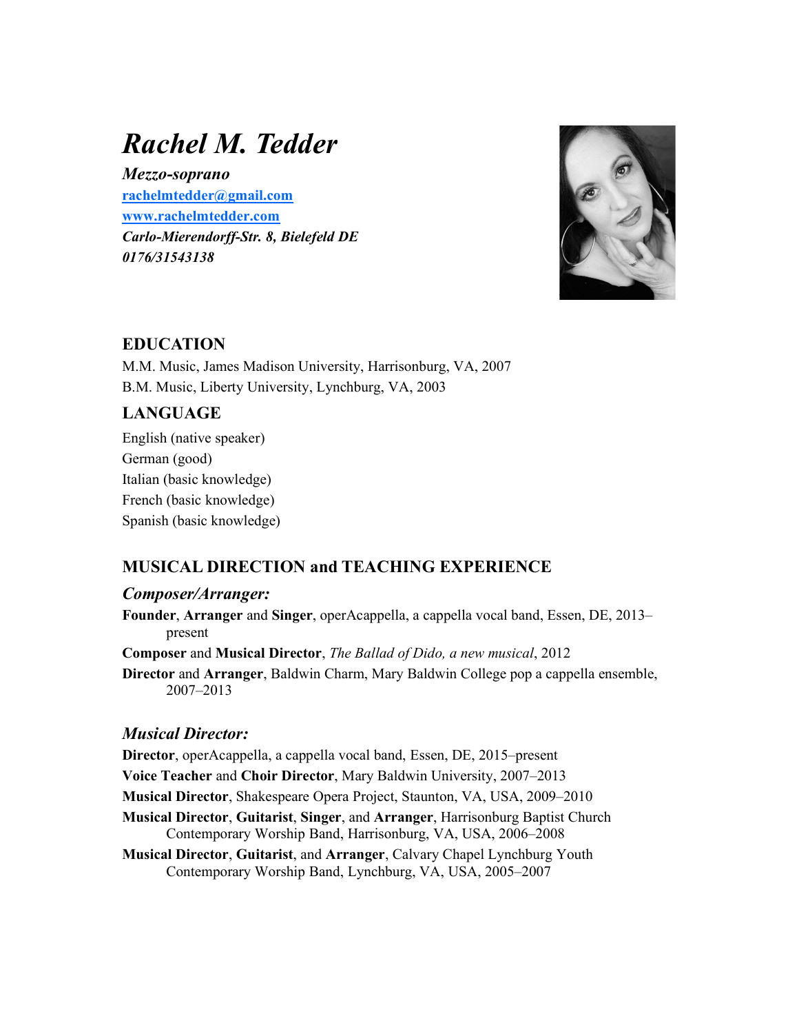# *Rachel M. Tedder*

***Mezzo-soprano***
***rachelmtedder@gmail.com***
***www.rachelmtedder.com***
***Carlo-Mierendorff-Str. 8, Bielefeld DE***
***0176/31543138***

## EDUCATION

M.M. Music, James Madison University, Harrisonburg, VA, 2007
B.M. Music, Liberty University, Lynchburg, VA, 2003

## LANGUAGE

English (native speaker)
German (good)
Italian (basic knowledge)
French (basic knowledge)
Spanish (basic knowledge)

## MUSICAL DIRECTION and TEACHING EXPERIENCE

### *Composer/Arranger:*

**Founder**, **Arranger** and **Singer**, operAcappella, a cappella vocal band, Essen, DE, 2013–present

**Composer** and **Musical Director**, *The Ballad of Dido, a new musical*, 2012

**Director** and **Arranger**, Baldwin Charm, Mary Baldwin College pop a cappella ensemble, 2007–2013

### *Musical Director:*

**Director**, operAcappella, a cappella vocal band, Essen, DE, 2015–present

**Voice Teacher** and **Choir Director**, Mary Baldwin University, 2007–2013

**Musical Director**, Shakespeare Opera Project, Staunton, VA, USA, 2009–2010

**Musical Director**, **Guitarist**, **Singer**, and **Arranger**, Harrisonburg Baptist Church Contemporary Worship Band, Harrisonburg, VA, USA, 2006–2008

**Musical Director**, **Guitarist**, and **Arranger**, Calvary Chapel Lynchburg Youth Contemporary Worship Band, Lynchburg, VA, USA, 2005–2007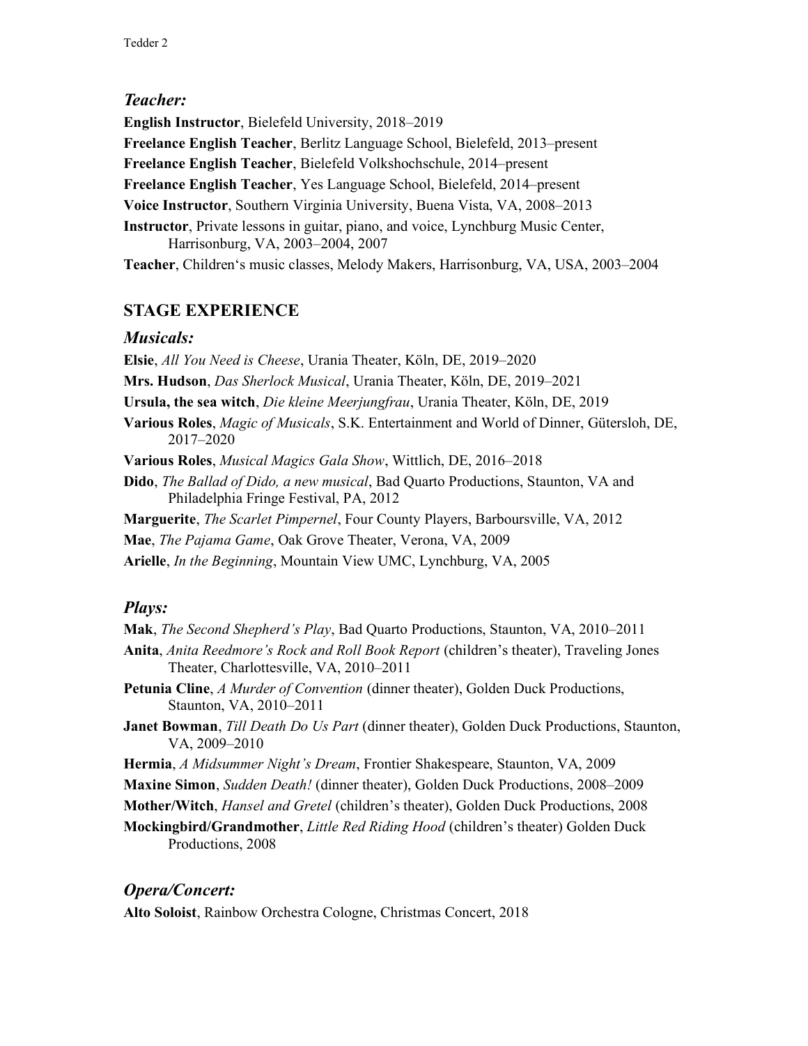### *Teacher:*

**English Instructor**, Bielefeld University, 2018–2019

**Freelance English Teacher**, Berlitz Language School, Bielefeld, 2013–present

**Freelance English Teacher**, Bielefeld Volkshochschule, 2014–present

**Freelance English Teacher**, Yes Language School, Bielefeld, 2014–present

**Voice Instructor**, Southern Virginia University, Buena Vista, VA, 2008–2013

**Instructor**, Private lessons in guitar, piano, and voice, Lynchburg Music Center, Harrisonburg, VA, 2003–2004, 2007

**Teacher**, Children's music classes, Melody Makers, Harrisonburg, VA, USA, 2003–2004

## STAGE EXPERIENCE

### *Musicals:*

**Elsie**, *All You Need is Cheese*, Urania Theater, Köln, DE, 2019–2020

**Mrs. Hudson**, *Das Sherlock Musical*, Urania Theater, Köln, DE, 2019–2021

**Ursula, the sea witch**, *Die kleine Meerjungfrau*, Urania Theater, Köln, DE, 2019

**Various Roles**, *Magic of Musicals*, S.K. Entertainment and World of Dinner, Gütersloh, DE, 2017–2020

**Various Roles**, *Musical Magics Gala Show*, Wittlich, DE, 2016–2018

**Dido**, *The Ballad of Dido, a new musical*, Bad Quarto Productions, Staunton, VA and Philadelphia Fringe Festival, PA, 2012

**Marguerite**, *The Scarlet Pimpernel*, Four County Players, Barboursville, VA, 2012

**Mae**, *The Pajama Game*, Oak Grove Theater, Verona, VA, 2009

**Arielle**, *In the Beginning*, Mountain View UMC, Lynchburg, VA, 2005

### *Plays:*

**Mak**, *The Second Shepherd's Play*, Bad Quarto Productions, Staunton, VA, 2010–2011

**Anita**, *Anita Reedmore's Rock and Roll Book Report* (children's theater), Traveling Jones Theater, Charlottesville, VA, 2010–2011

**Petunia Cline**, *A Murder of Convention* (dinner theater), Golden Duck Productions, Staunton, VA, 2010–2011

**Janet Bowman**, *Till Death Do Us Part* (dinner theater), Golden Duck Productions, Staunton, VA, 2009–2010

**Hermia**, *A Midsummer Night's Dream*, Frontier Shakespeare, Staunton, VA, 2009

**Maxine Simon**, *Sudden Death!* (dinner theater), Golden Duck Productions, 2008–2009

**Mother/Witch**, *Hansel and Gretel* (children's theater), Golden Duck Productions, 2008

**Mockingbird/Grandmother**, *Little Red Riding Hood* (children's theater) Golden Duck Productions, 2008

### *Opera/Concert:*

**Alto Soloist**, Rainbow Orchestra Cologne, Christmas Concert, 2018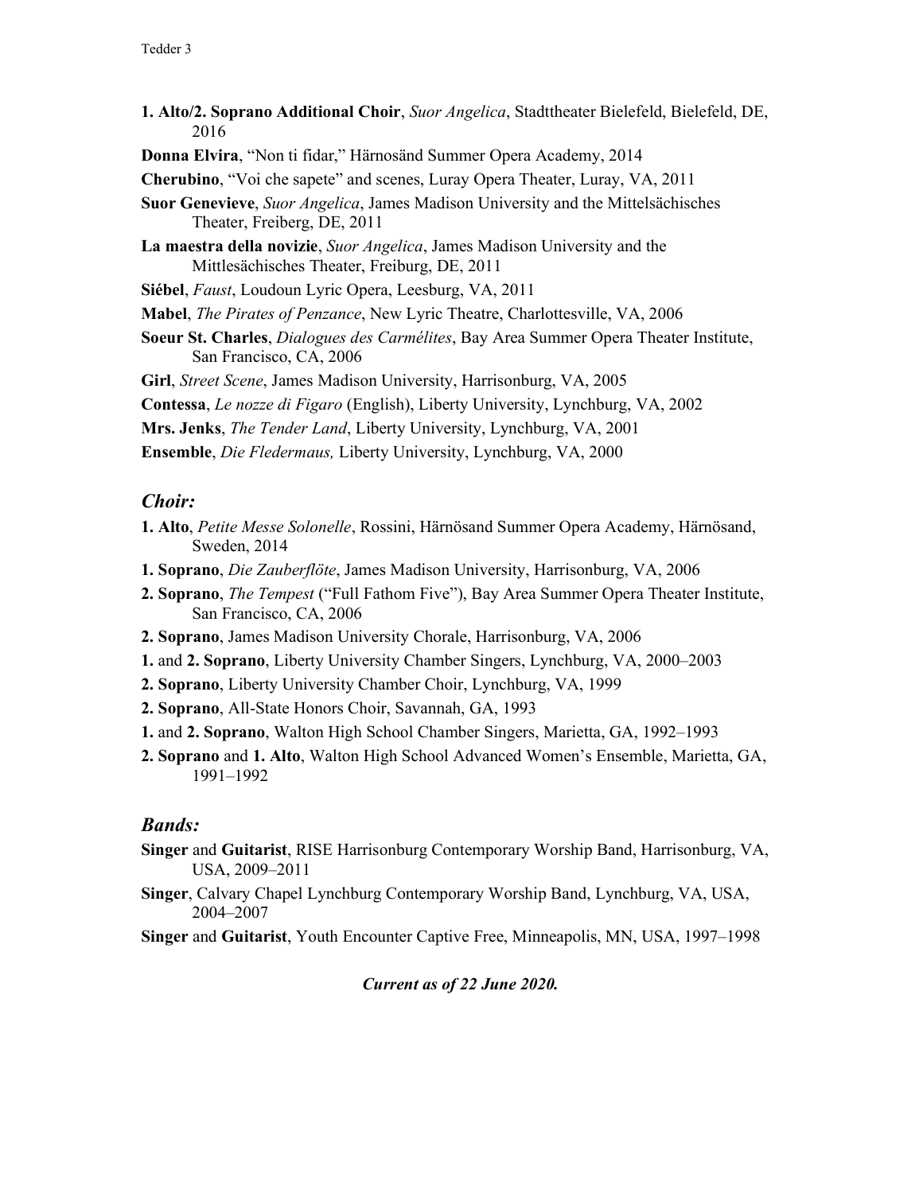**1. Alto/2. Soprano Additional Choir**, *Suor Angelica*, Stadttheater Bielefeld, Bielefeld, DE, 2016

**Donna Elvira**, "Non ti fidar," Härnosänd Summer Opera Academy, 2014

**Cherubino**, "Voi che sapete" and scenes, Luray Opera Theater, Luray, VA, 2011

**Suor Genevieve**, *Suor Angelica*, James Madison University and the Mittelsächisches Theater, Freiberg, DE, 2011

**La maestra della novizie**, *Suor Angelica*, James Madison University and the Mittlesächisches Theater, Freiburg, DE, 2011

**Siébel**, *Faust*, Loudoun Lyric Opera, Leesburg, VA, 2011

**Mabel**, *The Pirates of Penzance*, New Lyric Theatre, Charlottesville, VA, 2006

**Soeur St. Charles**, *Dialogues des Carmélites*, Bay Area Summer Opera Theater Institute, San Francisco, CA, 2006

**Girl**, *Street Scene*, James Madison University, Harrisonburg, VA, 2005

**Contessa**, *Le nozze di Figaro* (English), Liberty University, Lynchburg, VA, 2002

**Mrs. Jenks**, *The Tender Land*, Liberty University, Lynchburg, VA, 2001

**Ensemble**, *Die Fledermaus,* Liberty University, Lynchburg, VA, 2000

## *Choir:*

**1. Alto**, *Petite Messe Solonelle*, Rossini, Härnösand Summer Opera Academy, Härnösand, Sweden, 2014

**1. Soprano**, *Die Zauberflöte*, James Madison University, Harrisonburg, VA, 2006

**2. Soprano**, *The Tempest* ("Full Fathom Five"), Bay Area Summer Opera Theater Institute, San Francisco, CA, 2006

**2. Soprano**, James Madison University Chorale, Harrisonburg, VA, 2006

**1.** and **2. Soprano**, Liberty University Chamber Singers, Lynchburg, VA, 2000–2003

**2. Soprano**, Liberty University Chamber Choir, Lynchburg, VA, 1999

**2. Soprano**, All-State Honors Choir, Savannah, GA, 1993

**1.** and **2. Soprano**, Walton High School Chamber Singers, Marietta, GA, 1992–1993

**2. Soprano** and **1. Alto**, Walton High School Advanced Women's Ensemble, Marietta, GA, 1991–1992

## *Bands:*

**Singer** and **Guitarist**, RISE Harrisonburg Contemporary Worship Band, Harrisonburg, VA, USA, 2009–2011

**Singer**, Calvary Chapel Lynchburg Contemporary Worship Band, Lynchburg, VA, USA, 2004–2007

**Singer** and **Guitarist**, Youth Encounter Captive Free, Minneapolis, MN, USA, 1997–1998

***Current as of 22 June 2020.***